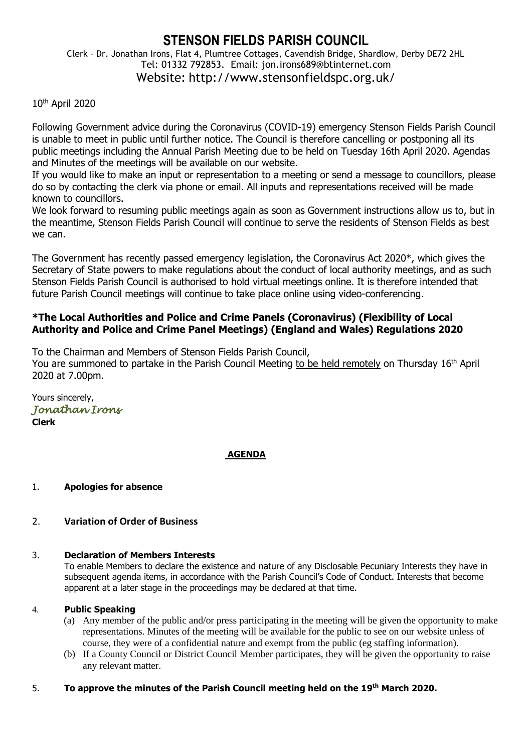# STENSON FIELDS PARISH COUNCIL

Clerk – Dr. Jonathan Irons, Flat 4, Plumtree Cottages, Cavendish Bridge, Shardlow, Derby DE72 2HL
Tel: 01332 792853. Email: jon.irons689@btinternet.com
Website: http://www.stensonfieldspc.org.uk/

10th April 2020

Following Government advice during the Coronavirus (COVID-19) emergency Stenson Fields Parish Council is unable to meet in public until further notice. The Council is therefore cancelling or postponing all its public meetings including the Annual Parish Meeting due to be held on Tuesday 16th April 2020. Agendas and Minutes of the meetings will be available on our website.

If you would like to make an input or representation to a meeting or send a message to councillors, please do so by contacting the clerk via phone or email. All inputs and representations received will be made known to councillors.

We look forward to resuming public meetings again as soon as Government instructions allow us to, but in the meantime, Stenson Fields Parish Council will continue to serve the residents of Stenson Fields as best we can.

The Government has recently passed emergency legislation, the Coronavirus Act 2020*, which gives the Secretary of State powers to make regulations about the conduct of local authority meetings, and as such Stenson Fields Parish Council is authorised to hold virtual meetings online. It is therefore intended that future Parish Council meetings will continue to take place online using video-conferencing.

**\*The Local Authorities and Police and Crime Panels (Coronavirus) (Flexibility of Local Authority and Police and Crime Panel Meetings) (England and Wales) Regulations 2020**

To the Chairman and Members of Stenson Fields Parish Council,
You are summoned to partake in the Parish Council Meeting to be held remotely on Thursday 16th April 2020 at 7.00pm.

Yours sincerely,
*Jonathan Irons*
**Clerk**

## AGENDA

1. **Apologies for absence**

2. **Variation of Order of Business**

3. **Declaration of Members Interests**
   To enable Members to declare the existence and nature of any Disclosable Pecuniary Interests they have in subsequent agenda items, in accordance with the Parish Council's Code of Conduct. Interests that become apparent at a later stage in the proceedings may be declared at that time.

4. **Public Speaking**
   (a) Any member of the public and/or press participating in the meeting will be given the opportunity to make representations. Minutes of the meeting will be available for the public to see on our website unless of course, they were of a confidential nature and exempt from the public (eg staffing information).
   (b) If a County Council or District Council Member participates, they will be given the opportunity to raise any relevant matter.

5. **To approve the minutes of the Parish Council meeting held on the 19th March 2020.**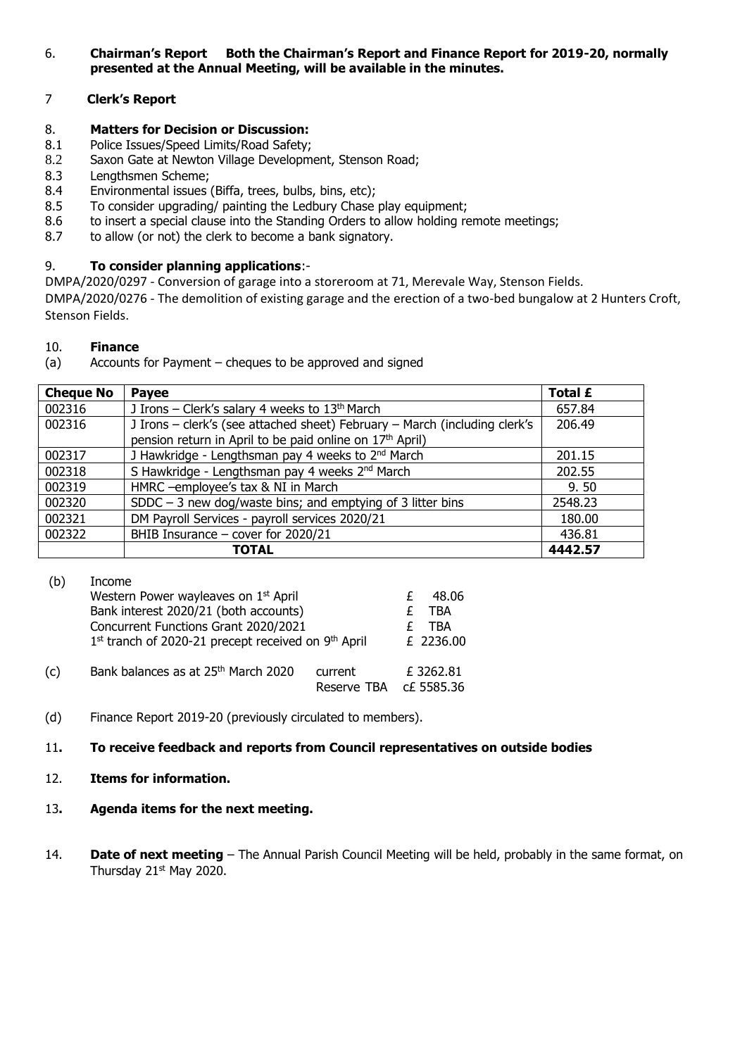6. **Chairman's Report Both the Chairman's Report and Finance Report for 2019-20, normally presented at the Annual Meeting, will be available in the minutes.**

7 **Clerk's Report**

8. **Matters for Decision or Discussion:**

8.1 Police Issues/Speed Limits/Road Safety;
8.2 Saxon Gate at Newton Village Development, Stenson Road;
8.3 Lengthsmen Scheme;
8.4 Environmental issues (Biffa, trees, bulbs, bins, etc);
8.5 To consider upgrading/ painting the Ledbury Chase play equipment;
8.6 to insert a special clause into the Standing Orders to allow holding remote meetings;
8.7 to allow (or not) the clerk to become a bank signatory.

9. **To consider planning applications**:-

DMPA/2020/0297 - Conversion of garage into a storeroom at 71, Merevale Way, Stenson Fields.
DMPA/2020/0276 - The demolition of existing garage and the erection of a two-bed bungalow at 2 Hunters Croft, Stenson Fields.

10. **Finance**

(a) Accounts for Payment – cheques to be approved and signed

| Cheque No | Payee | Total £ |
|---|---|---|
| 002316 | J Irons – Clerk's salary 4 weeks to 13th March | 657.84 |
| 002316 | J Irons – clerk's (see attached sheet) February – March (including clerk's pension return in April to be paid online on 17th April) | 206.49 |
| 002317 | J Hawkridge - Lengthsman pay 4 weeks to 2nd March | 201.15 |
| 002318 | S Hawkridge - Lengthsman pay 4 weeks 2nd March | 202.55 |
| 002319 | HMRC –employee's tax & NI in March | 9. 50 |
| 002320 | SDDC – 3 new dog/waste bins; and emptying of 3 litter bins | 2548.23 |
| 002321 | DM Payroll Services - payroll services 2020/21 | 180.00 |
| 002322 | BHIB Insurance – cover for 2020/21 | 436.81 |
| | **TOTAL** | **4442.57** |

(b) Income

| | |
|---|---|
| Western Power wayleaves on 1st April | £ 48.06 |
| Bank interest 2020/21 (both accounts) | £ TBA |
| Concurrent Functions Grant 2020/2021 | £ TBA |
| 1st tranch of 2020-21 precept received on 9th April | £ 2236.00 |

(c) Bank balances as at 25th March 2020 current £ 3262.81
Reserve TBA c£ 5585.36

(d) Finance Report 2019-20 (previously circulated to members).

11**. To receive feedback and reports from Council representatives on outside bodies**

12. **Items for information.**

13**. Agenda items for the next meeting.**

14. **Date of next meeting** – The Annual Parish Council Meeting will be held, probably in the same format, on Thursday 21st May 2020.